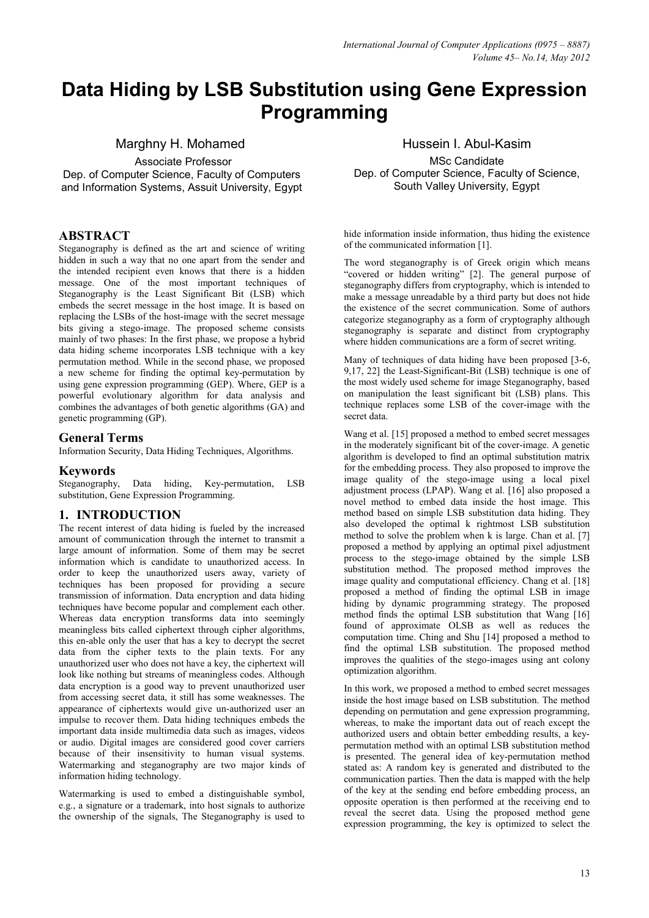# Data Hiding by LSB Substitution using Gene Expression Programming

Marghny H. Mohamed
Associate Professor
Dep. of Computer Science, Faculty of Computers and Information Systems, Assuit University, Egypt

Hussein I. Abul-Kasim
MSc Candidate
Dep. of Computer Science, Faculty of Science, South Valley University, Egypt

## ABSTRACT

Steganography is defined as the art and science of writing hidden in such a way that no one apart from the sender and the intended recipient even knows that there is a hidden message. One of the most important techniques of Steganography is the Least Significant Bit (LSB) which embeds the secret message in the host image. It is based on replacing the LSBs of the host-image with the secret message bits giving a stego-image. The proposed scheme consists mainly of two phases: In the first phase, we propose a hybrid data hiding scheme incorporates LSB technique with a key permutation method. While in the second phase, we proposed a new scheme for finding the optimal key-permutation by using gene expression programming (GEP). Where, GEP is a powerful evolutionary algorithm for data analysis and combines the advantages of both genetic algorithms (GA) and genetic programming (GP).

## General Terms

Information Security, Data Hiding Techniques, Algorithms.

## Keywords

Steganography, Data hiding, Key-permutation, LSB substitution, Gene Expression Programming.

## 1. INTRODUCTION

The recent interest of data hiding is fueled by the increased amount of communication through the internet to transmit a large amount of information. Some of them may be secret information which is candidate to unauthorized access. In order to keep the unauthorized users away, variety of techniques has been proposed for providing a secure transmission of information. Data encryption and data hiding techniques have become popular and complement each other. Whereas data encryption transforms data into seemingly meaningless bits called ciphertext through cipher algorithms, this en-able only the user that has a key to decrypt the secret data from the cipher texts to the plain texts. For any unauthorized user who does not have a key, the ciphertext will look like nothing but streams of meaningless codes. Although data encryption is a good way to prevent unauthorized user from accessing secret data, it still has some weaknesses. The appearance of ciphertexts would give un-authorized user an impulse to recover them. Data hiding techniques embeds the important data inside multimedia data such as images, videos or audio. Digital images are considered good cover carriers because of their insensitivity to human visual systems. Watermarking and steganography are two major kinds of information hiding technology.

Watermarking is used to embed a distinguishable symbol, e.g., a signature or a trademark, into host signals to authorize the ownership of the signals, The Steganography is used to hide information inside information, thus hiding the existence of the communicated information [1].

The word steganography is of Greek origin which means "covered or hidden writing" [2]. The general purpose of steganography differs from cryptography, which is intended to make a message unreadable by a third party but does not hide the existence of the secret communication. Some of authors categorize steganography as a form of cryptography although steganography is separate and distinct from cryptography where hidden communications are a form of secret writing.

Many of techniques of data hiding have been proposed [3-6, 9,17, 22] the Least-Significant-Bit (LSB) technique is one of the most widely used scheme for image Steganography, based on manipulation the least significant bit (LSB) plans. This technique replaces some LSB of the cover-image with the secret data.

Wang et al. [15] proposed a method to embed secret messages in the moderately significant bit of the cover-image. A genetic algorithm is developed to find an optimal substitution matrix for the embedding process. They also proposed to improve the image quality of the stego-image using a local pixel adjustment process (LPAP). Wang et al. [16] also proposed a novel method to embed data inside the host image. This method based on simple LSB substitution data hiding. They also developed the optimal k rightmost LSB substitution method to solve the problem when k is large. Chan et al. [7] proposed a method by applying an optimal pixel adjustment process to the stego-image obtained by the simple LSB substitution method. The proposed method improves the image quality and computational efficiency. Chang et al. [18] proposed a method of finding the optimal LSB in image hiding by dynamic programming strategy. The proposed method finds the optimal LSB substitution that Wang [16] found of approximate OLSB as well as reduces the computation time. Ching and Shu [14] proposed a method to find the optimal LSB substitution. The proposed method improves the qualities of the stego-images using ant colony optimization algorithm.

In this work, we proposed a method to embed secret messages inside the host image based on LSB substitution. The method depending on permutation and gene expression programming, whereas, to make the important data out of reach except the authorized users and obtain better embedding results, a key-permutation method with an optimal LSB substitution method is presented. The general idea of key-permutation method stated as: A random key is generated and distributed to the communication parties. Then the data is mapped with the help of the key at the sending end before embedding process, an opposite operation is then performed at the receiving end to reveal the secret data. Using the proposed method gene expression programming, the key is optimized to select the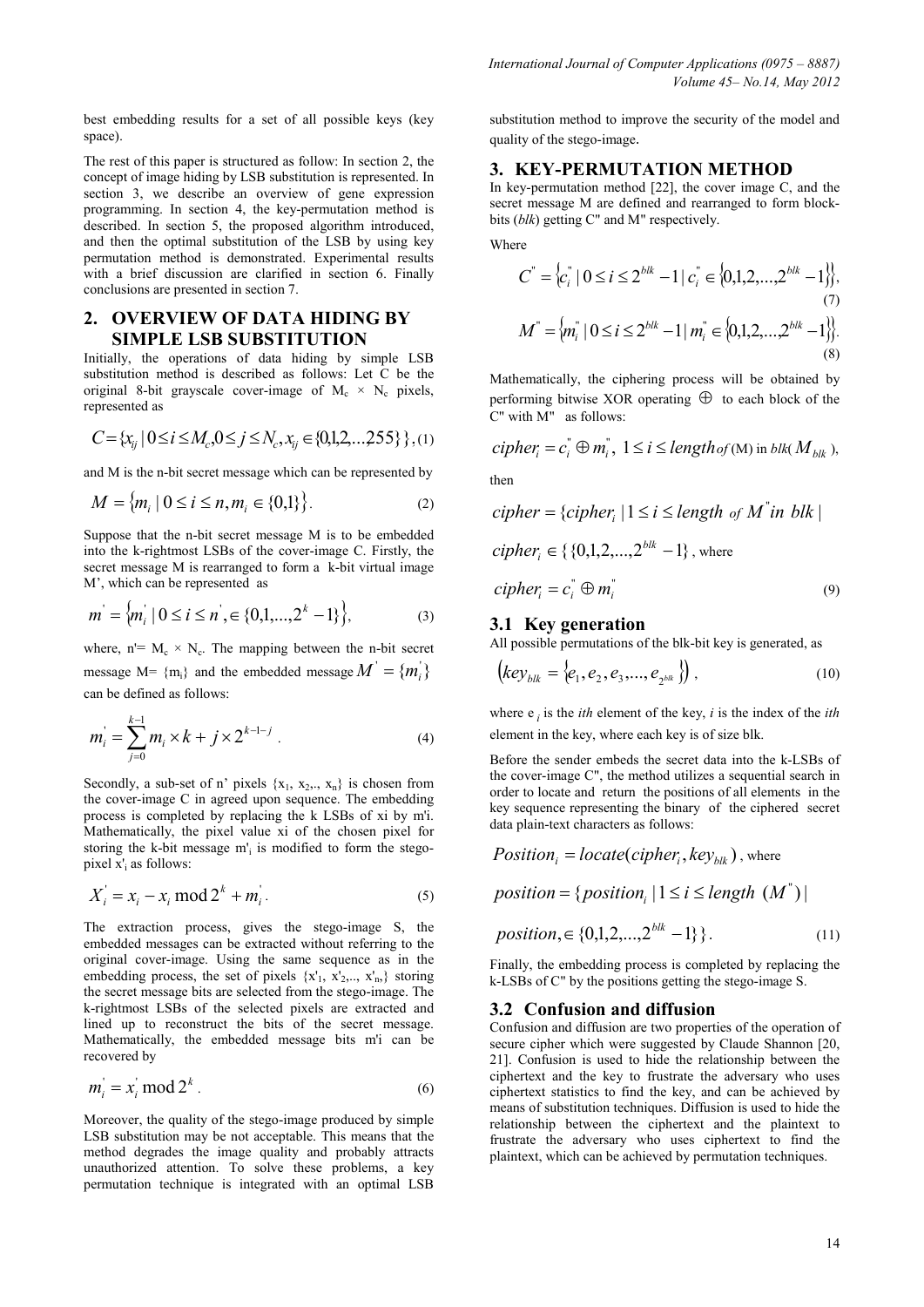best embedding results for a set of all possible keys (key space).

The rest of this paper is structured as follow: In section 2, the concept of image hiding by LSB substitution is represented. In section 3, we describe an overview of gene expression programming. In section 4, the key-permutation method is described. In section 5, the proposed algorithm introduced, and then the optimal substitution of the LSB by using key permutation method is demonstrated. Experimental results with a brief discussion are clarified in section 6. Finally conclusions are presented in section 7.

## 2. OVERVIEW OF DATA HIDING BY SIMPLE LSB SUBSTITUTION

Initially, the operations of data hiding by simple LSB substitution method is described as follows: Let C be the original 8-bit grayscale cover-image of $M_c \times N_c$ pixels, represented as

$$C = \{x_{ij} \mid 0 \le i \le M_c, 0 \le j \le N_c, x_{ij} \in \{0,1,2,...,255\}\}, \quad (1)$$

and M is the n-bit secret message which can be represented by

$$M = \{m_i \mid 0 \le i \le n, m_i \in \{0,1\}\}. \quad (2)$$

Suppose that the n-bit secret message M is to be embedded into the k-rightmost LSBs of the cover-image C. Firstly, the secret message M is rearranged to form a k-bit virtual image M', which can be represented as

$$m' = \{m'_i \mid 0 \le i \le n', \in \{0,1,...,2^k - 1\}\}, \quad (3)$$

where, $n' = M_c \times N_c$. The mapping between the n-bit secret message $M = \{m_i\}$ and the embedded message $M' = \{m'_i\}$ can be defined as follows:

$$m'_i = \sum_{j=0}^{k-1} m_i \times k + j \times 2^{k-1-j}. \quad (4)$$

Secondly, a sub-set of n' pixels $\{x_1, x_2,., x_n\}$ is chosen from the cover-image C in agreed upon sequence. The embedding process is completed by replacing the k LSBs of xi by m'i. Mathematically, the pixel value xi of the chosen pixel for storing the k-bit message $m'_i$ is modified to form the stego-pixel $x'_i$ as follows:

$$X'_i = x_i - x_i \bmod 2^k + m'_i. \quad (5)$$

The extraction process, gives the stego-image S, the embedded messages can be extracted without referring to the original cover-image. Using the same sequence as in the embedding process, the set of pixels $\{x'_1, x'_2,.., x'_n\}$ storing the secret message bits are selected from the stego-image. The k-rightmost LSBs of the selected pixels are extracted and lined up to reconstruct the bits of the secret message. Mathematically, the embedded message bits m'i can be recovered by

$$m'_i = x'_i \bmod 2^k. \quad (6)$$

Moreover, the quality of the stego-image produced by simple LSB substitution may be not acceptable. This means that the method degrades the image quality and probably attracts unauthorized attention. To solve these problems, a key permutation technique is integrated with an optimal LSB substitution method to improve the security of the model and quality of the stego-image.

## 3. KEY-PERMUTATION METHOD

In key-permutation method [22], the cover image C, and the secret message M are defined and rearranged to form block-bits (*blk*) getting C" and M" respectively.

Where

$$C'' = \{c''_i \mid 0 \le i \le 2^{blk} - 1 \mid c''_i \in \{0,1,2,...,2^{blk} - 1\}\}, \quad (7)$$

$$M'' = \{m''_i \mid 0 \le i \le 2^{blk} - 1 \mid m''_i \in \{0,1,2,...,2^{blk} - 1\}\}. \quad (8)$$

Mathematically, the ciphering process will be obtained by performing bitwise XOR operating $\oplus$ to each block of the C" with M" as follows:

$$cipher_i = c''_i \oplus m''_i, \; 1 \le i \le length \text{ of } (M) \text{ in } blk(M_{blk}),$$

then

$$cipher = \{cipher_i \mid 1 \le i \le length \text{ of } M'' \text{ in } blk \mid$$

$$cipher_i \in \{\{0,1,2,...,2^{blk} - 1\}, \text{ where}$$

$$cipher_i = c''_i \oplus m''_i \quad (9)$$

### 3.1 Key generation

All possible permutations of the blk-bit key is generated, as

$$(key_{blk} = \{e_1, e_2, e_3, ..., e_{2^{blk}}\}), \quad (10)$$

where $e_i$ is the *ith* element of the key, *i* is the index of the *ith* element in the key, where each key is of size blk.

Before the sender embeds the secret data into the k-LSBs of the cover-image C", the method utilizes a sequential search in order to locate and return the positions of all elements in the key sequence representing the binary of the ciphered secret data plain-text characters as follows:

$$Position_i = locate(cipher_i, key_{blk}), \text{ where}$$

$$position = \{position_i \mid 1 \le i \le length\ (M'') \mid$$

$$position, \in \{0,1,2,...,2^{blk} - 1\}\}. \quad (11)$$

Finally, the embedding process is completed by replacing the k-LSBs of C" by the positions getting the stego-image S.

### 3.2 Confusion and diffusion

Confusion and diffusion are two properties of the operation of secure cipher which were suggested by Claude Shannon [20, 21]. Confusion is used to hide the relationship between the ciphertext and the key to frustrate the adversary who uses ciphertext statistics to find the key, and can be achieved by means of substitution techniques. Diffusion is used to hide the relationship between the ciphertext and the plaintext to frustrate the adversary who uses ciphertext to find the plaintext, which can be achieved by permutation techniques.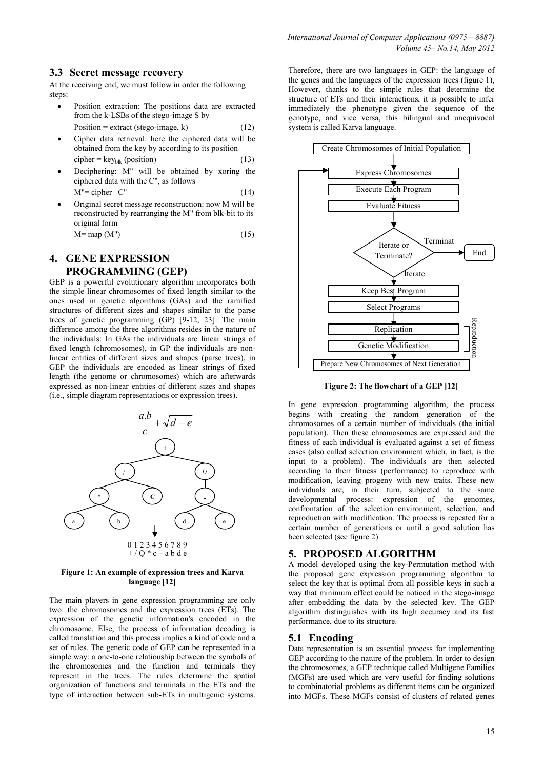### 3.3 Secret message recovery

At the receiving end, we must follow in order the following steps:

- Position extraction: The positions data are extracted from the k-LSBs of the stego-image S by

  Position = extract (stego-image, k) (12)

- Cipher data retrieval: here the ciphered data will be obtained from the key by according to its position

  cipher = $key_{blk}$ (position) (13)

- Deciphering: M" will be obtained by xoring the ciphered data with the C", as follows

  M"= cipher C" (14)

- Original secret message reconstruction: now M will be reconstructed by rearranging the M" from blk-bit to its original form

  M= map (M") (15)

## 4. GENE EXPRESSION PROGRAMMING (GEP)

GEP is a powerful evolutionary algorithm incorporates both the simple linear chromosomes of fixed length similar to the ones used in genetic algorithms (GAs) and the ramified structures of different sizes and shapes similar to the parse trees of genetic programming (GP) [9-12, 23]. The main difference among the three algorithms resides in the nature of the individuals: In GAs the individuals are linear strings of fixed length (chromosomes), in GP the individuals are non-linear entities of different sizes and shapes (parse trees), in GEP the individuals are encoded as linear strings of fixed length (the genome or chromosomes) which are afterwards expressed as non-linear entities of different sizes and shapes (i.e., simple diagram representations or expression trees).

$$\frac{a.b}{c} + \sqrt{d-e}$$

0 1 2 3 4 5 6 7 8 9
+ / Q * c – a b d e

**Figure 1: An example of expression trees and Karva language [12]**

The main players in gene expression programming are only two: the chromosomes and the expression trees (ETs). The expression of the genetic information's encoded in the chromosome. Else, the process of information decoding is called translation and this process implies a kind of code and a set of rules. The genetic code of GEP can be represented in a simple way: a one-to-one relationship between the symbols of the chromosomes and the function and terminals they represent in the trees. The rules determine the spatial organization of functions and terminals in the ETs and the type of interaction between sub-ETs in multigenic systems. Therefore, there are two languages in GEP: the language of the genes and the languages of the expression trees (figure 1), However, thanks to the simple rules that determine the structure of ETs and their interactions, it is possible to infer immediately the phenotype given the sequence of the genotype, and vice versa, this bilingual and unequivocal system is called Karva language.

**Figure 2: The flowchart of a GEP [12]**

In gene expression programming algorithm, the process begins with creating the random generation of the chromosomes of a certain number of individuals (the initial population). Then these chromosomes are expressed and the fitness of each individual is evaluated against a set of fitness cases (also called selection environment which, in fact, is the input to a problem). The individuals are then selected according to their fitness (performance) to reproduce with modification, leaving progeny with new traits. These new individuals are, in their turn, subjected to the same developmental process: expression of the genomes, confrontation of the selection environment, selection, and reproduction with modification. The process is repeated for a certain number of generations or until a good solution has been selected (see figure 2).

## 5. PROPOSED ALGORITHM

A model developed using the key-Permutation method with the proposed gene expression programming algorithm to select the key that is optimal from all possible keys in such a way that minimum effect could be noticed in the stego-image after embedding the data by the selected key. The GEP algorithm distinguishes with its high accuracy and its fast performance, due to its structure.

### 5.1 Encoding

Data representation is an essential process for implementing GEP according to the nature of the problem. In order to design the chromosomes, a GEP technique called Multigene Families (MGFs) are used which are very useful for finding solutions to combinatorial problems as different items can be organized into MGFs. These MGFs consist of clusters of related genes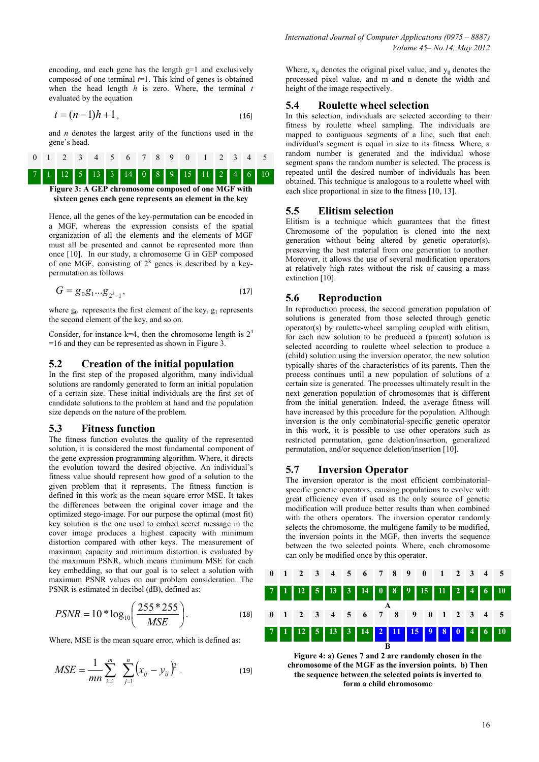encoding, and each gene has the length g=1 and exclusively composed of one terminal *t*=1. This kind of genes is obtained when the head length *h* is zero. Where, the terminal *t* evaluated by the equation

$$t = (n-1)h + 1, \tag{16}$$

and *n* denotes the largest arity of the functions used in the gene's head.

| 0 | 1 | 2 | 3 | 4 | 5 | 6 | 7 | 8 | 9 | 0 | 1 | 2 | 3 | 4 | 5 |
|---|---|---|---|---|---|---|---|---|---|---|---|---|---|---|---|
| 7 | 1 | 12 | 5 | 13 | 3 | 14 | 0 | 8 | 9 | 15 | 11 | 2 | 4 | 6 | 10 |

**Figure 3: A GEP chromosome composed of one MGF with sixteen genes each gene represents an element in the key**

Hence, all the genes of the key-permutation can be encoded in a MGF, whereas the expression consists of the spatial organization of all the elements and the elements of MGF must all be presented and cannot be represented more than once [10]. In our study, a chromosome G in GEP composed of one MGF, consisting of $2^k$ genes is described by a key-permutation as follows

$$G = g_0 g_1 ... g_{2^k - 1}, \tag{17}$$

where $g_0$ represents the first element of the key, $g_1$ represents the second element of the key, and so on.

Consider, for instance k=4, then the chromosome length is $2^4$ =16 and they can be represented as shown in Figure 3.

## 5.2 Creation of the initial population

In the first step of the proposed algorithm, many individual solutions are randomly generated to form an initial population of a certain size. These initial individuals are the first set of candidate solutions to the problem at hand and the population size depends on the nature of the problem.

## 5.3 Fitness function

The fitness function evolutes the quality of the represented solution, it is considered the most fundamental component of the gene expression programming algorithm. Where, it directs the evolution toward the desired objective. An individual's fitness value should represent how good of a solution to the given problem that it represents. The fitness function is defined in this work as the mean square error MSE. It takes the differences between the original cover image and the optimized stego-image. For our purpose the optimal (most fit) key solution is the one used to embed secret message in the cover image produces a highest capacity with minimum distortion compared with other keys. The measurement of maximum capacity and minimum distortion is evaluated by the maximum PSNR, which means minimum MSE for each key embedding, so that our goal is to select a solution with maximum PSNR values on our problem consideration. The PSNR is estimated in decibel (dB), defined as:

$$PSNR = 10 * \log_{10}\left(\frac{255 * 255}{MSE}\right). \tag{18}$$

Where, MSE is the mean square error, which is defined as:

$$MSE = \frac{1}{mn}\sum_{i=1}^{m}\sum_{j=1}^{n}\left(x_{ij} - y_{ij}\right)^2. \tag{19}$$

Where, $x_{ij}$ denotes the original pixel value, and $y_{ij}$ denotes the processed pixel value, and m and n denote the width and height of the image respectively.

## 5.4 Roulette wheel selection

In this selection, individuals are selected according to their fitness by roulette wheel sampling. The individuals are mapped to contiguous segments of a line, such that each individual's segment is equal in size to its fitness. Where, a random number is generated and the individual whose segment spans the random number is selected. The process is repeated until the desired number of individuals has been obtained. This technique is analogous to a roulette wheel with each slice proportional in size to the fitness [10, 13].

## 5.5 Elitism selection

Elitism is a technique which guarantees that the fittest Chromosome of the population is cloned into the next generation without being altered by genetic operator(s), preserving the best material from one generation to another. Moreover, it allows the use of several modification operators at relatively high rates without the risk of causing a mass extinction [10].

## 5.6 Reproduction

In reproduction process, the second generation population of solutions is generated from those selected through genetic operator(s) by roulette-wheel sampling coupled with elitism, for each new solution to be produced a (parent) solution is selected according to roulette wheel selection to produce a (child) solution using the inversion operator, the new solution typically shares of the characteristics of its parents. Then the process continues until a new population of solutions of a certain size is generated. The processes ultimately result in the next generation population of chromosomes that is different from the initial generation. Indeed, the average fitness will have increased by this procedure for the population. Although inversion is the only combinatorial-specific genetic operator in this work, it is possible to use other operators such as restricted permutation, gene deletion/insertion, generalized permutation, and/or sequence deletion/insertion [10].

## 5.7 Inversion Operator

The inversion operator is the most efficient combinatorial-specific genetic operators, causing populations to evolve with great efficiency even if used as the only source of genetic modification will produce better results than when combined with the others operators. The inversion operator randomly selects the chromosome, the multigene family to be modified, the inversion points in the MGF, then inverts the sequence between the two selected points. Where, each chromosome can only be modified once by this operator.

| 0 | 1 | 2 | 3 | 4 | 5 | 6 | 7 | 8 | 9 | 0 | 1 | 2 | 3 | 4 | 5 |
|---|---|---|---|---|---|---|---|---|---|---|---|---|---|---|---|
| 7 | 1 | 12 | 5 | 13 | 3 | 14 | 0 | 8 | 9 | 15 | 11 | 2 | 4 | 6 | 10 |

A

| 0 | 1 | 2 | 3 | 4 | 5 | 6 | 7 | 8 | 9 | 0 | 1 | 2 | 3 | 4 | 5 |
|---|---|---|---|---|---|---|---|---|---|---|---|---|---|---|---|
| 7 | 1 | 12 | 5 | 13 | 3 | 14 | 2 | 11 | 15 | 9 | 8 | 0 | 4 | 6 | 10 |

B

**Figure 4: a) Genes 7 and 2 are randomly chosen in the chromosome of the MGF as the inversion points. b) Then the sequence between the selected points is inverted to form a child chromosome**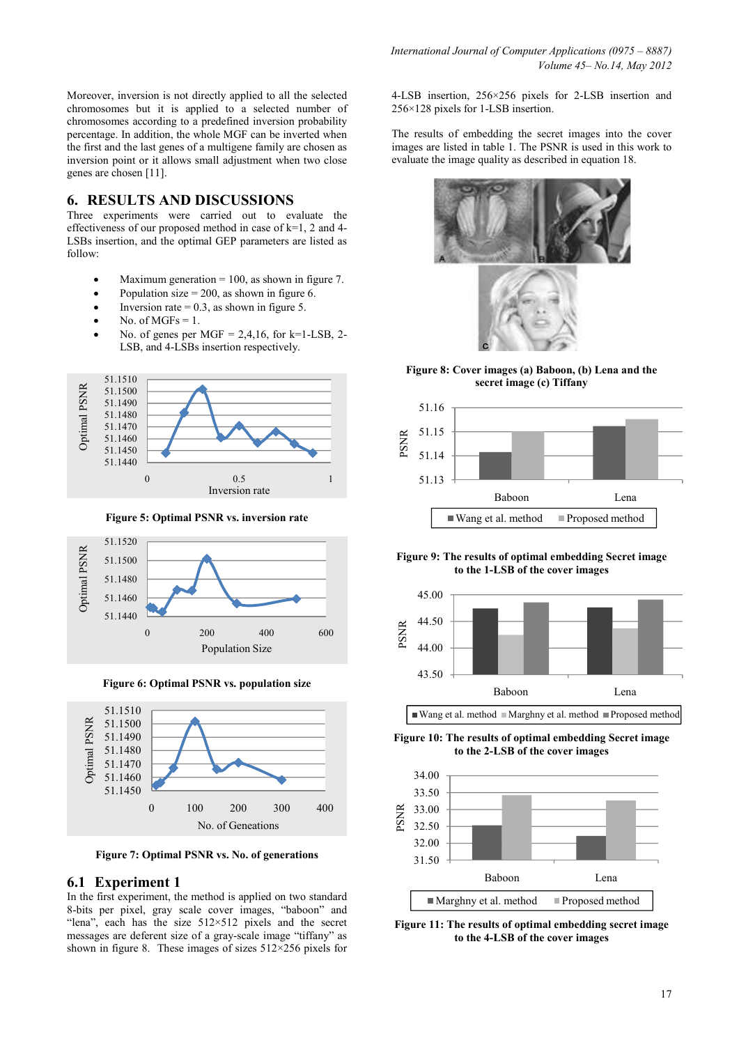Moreover, inversion is not directly applied to all the selected chromosomes but it is applied to a selected number of chromosomes according to a predefined inversion probability percentage. In addition, the whole MGF can be inverted when the first and the last genes of a multigene family are chosen as inversion point or it allows small adjustment when two close genes are chosen [11].

## 6. RESULTS AND DISCUSSIONS

Three experiments were carried out to evaluate the effectiveness of our proposed method in case of k=1, 2 and 4-LSBs insertion, and the optimal GEP parameters are listed as follow:

- Maximum generation = 100, as shown in figure 7.
- Population size = 200, as shown in figure 6.
- Inversion rate = 0.3, as shown in figure 5.
- No. of MGFs = 1.
- No. of genes per MGF = 2,4,16, for k=1-LSB, 2-LSB, and 4-LSBs insertion respectively.

**Figure 5: Optimal PSNR vs. inversion rate**

**Figure 6: Optimal PSNR vs. population size**

**Figure 7: Optimal PSNR vs. No. of generations**

### 6.1 Experiment 1

In the first experiment, the method is applied on two standard 8-bits per pixel, gray scale cover images, "baboon" and "lena", each has the size 512×512 pixels and the secret messages are deferent size of a gray-scale image "tiffany" as shown in figure 8. These images of sizes 512×256 pixels for 4-LSB insertion, 256×256 pixels for 2-LSB insertion and 256×128 pixels for 1-LSB insertion.

The results of embedding the secret images into the cover images are listed in table 1. The PSNR is used in this work to evaluate the image quality as described in equation 18.

**Figure 8: Cover images (a) Baboon, (b) Lena and the secret image (c) Tiffany**

**Figure 9: The results of optimal embedding Secret image to the 1-LSB of the cover images**

**Figure 10: The results of optimal embedding Secret image to the 2-LSB of the cover images**

**Figure 11: The results of optimal embedding secret image to the 4-LSB of the cover images**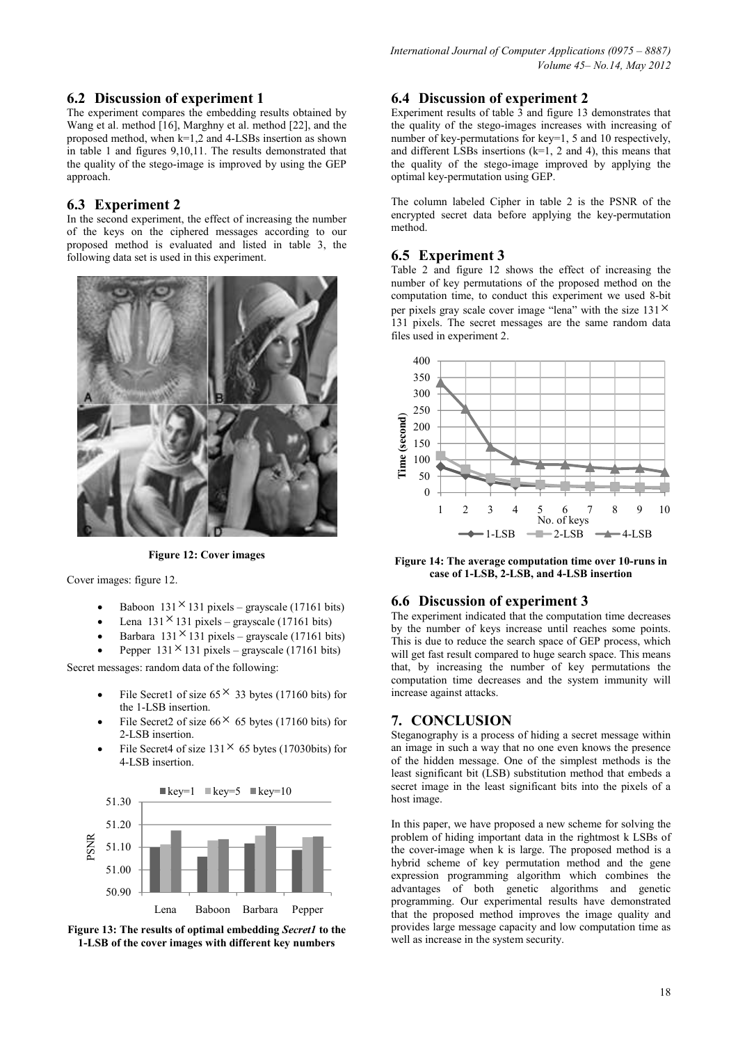## 6.2 Discussion of experiment 1

The experiment compares the embedding results obtained by Wang et al. method [16], Marghny et al. method [22], and the proposed method, when k=1,2 and 4-LSBs insertion as shown in table 1 and figures 9,10,11. The results demonstrated that the quality of the stego-image is improved by using the GEP approach.

## 6.3 Experiment 2

In the second experiment, the effect of increasing the number of the keys on the ciphered messages according to our proposed method is evaluated and listed in table 3, the following data set is used in this experiment.

**Figure 12: Cover images**

Cover images: figure 12.

- Baboon $131 \times 131$ pixels – grayscale (17161 bits)
- Lena $131 \times 131$ pixels – grayscale (17161 bits)
- Barbara $131 \times 131$ pixels – grayscale (17161 bits)
- Pepper $131 \times 131$ pixels – grayscale (17161 bits)

Secret messages: random data of the following:

- File Secret1 of size $65 \times 33$ bytes (17160 bits) for the 1-LSB insertion.
- File Secret2 of size $66 \times 65$ bytes (17160 bits) for 2-LSB insertion.
- File Secret4 of size $131 \times 65$ bytes (17030bits) for 4-LSB insertion.

**Figure 13: The results of optimal embedding *Secret1* to the 1-LSB of the cover images with different key numbers**

## 6.4 Discussion of experiment 2

Experiment results of table 3 and figure 13 demonstrates that the quality of the stego-images increases with increasing of number of key-permutations for key=1, 5 and 10 respectively, and different LSBs insertions (k=1, 2 and 4), this means that the quality of the stego-image improved by applying the optimal key-permutation using GEP.

The column labeled Cipher in table 2 is the PSNR of the encrypted secret data before applying the key-permutation method.

## 6.5 Experiment 3

Table 2 and figure 12 shows the effect of increasing the number of key permutations of the proposed method on the computation time, to conduct this experiment we used 8-bit per pixels gray scale cover image "lena" with the size $131 \times 131$ pixels. The secret messages are the same random data files used in experiment 2.

**Figure 14: The average computation time over 10-runs in case of 1-LSB, 2-LSB, and 4-LSB insertion**

## 6.6 Discussion of experiment 3

The experiment indicated that the computation time decreases by the number of keys increase until reaches some points. This is due to reduce the search space of GEP process, which will get fast result compared to huge search space. This means that, by increasing the number of key permutations the computation time decreases and the system immunity will increase against attacks.

# 7. CONCLUSION

Steganography is a process of hiding a secret message within an image in such a way that no one even knows the presence of the hidden message. One of the simplest methods is the least significant bit (LSB) substitution method that embeds a secret image in the least significant bits into the pixels of a host image.

In this paper, we have proposed a new scheme for solving the problem of hiding important data in the rightmost k LSBs of the cover-image when k is large. The proposed method is a hybrid scheme of key permutation method and the gene expression programming algorithm which combines the advantages of both genetic algorithms and genetic programming. Our experimental results have demonstrated that the proposed method improves the image quality and provides large message capacity and low computation time as well as increase in the system security.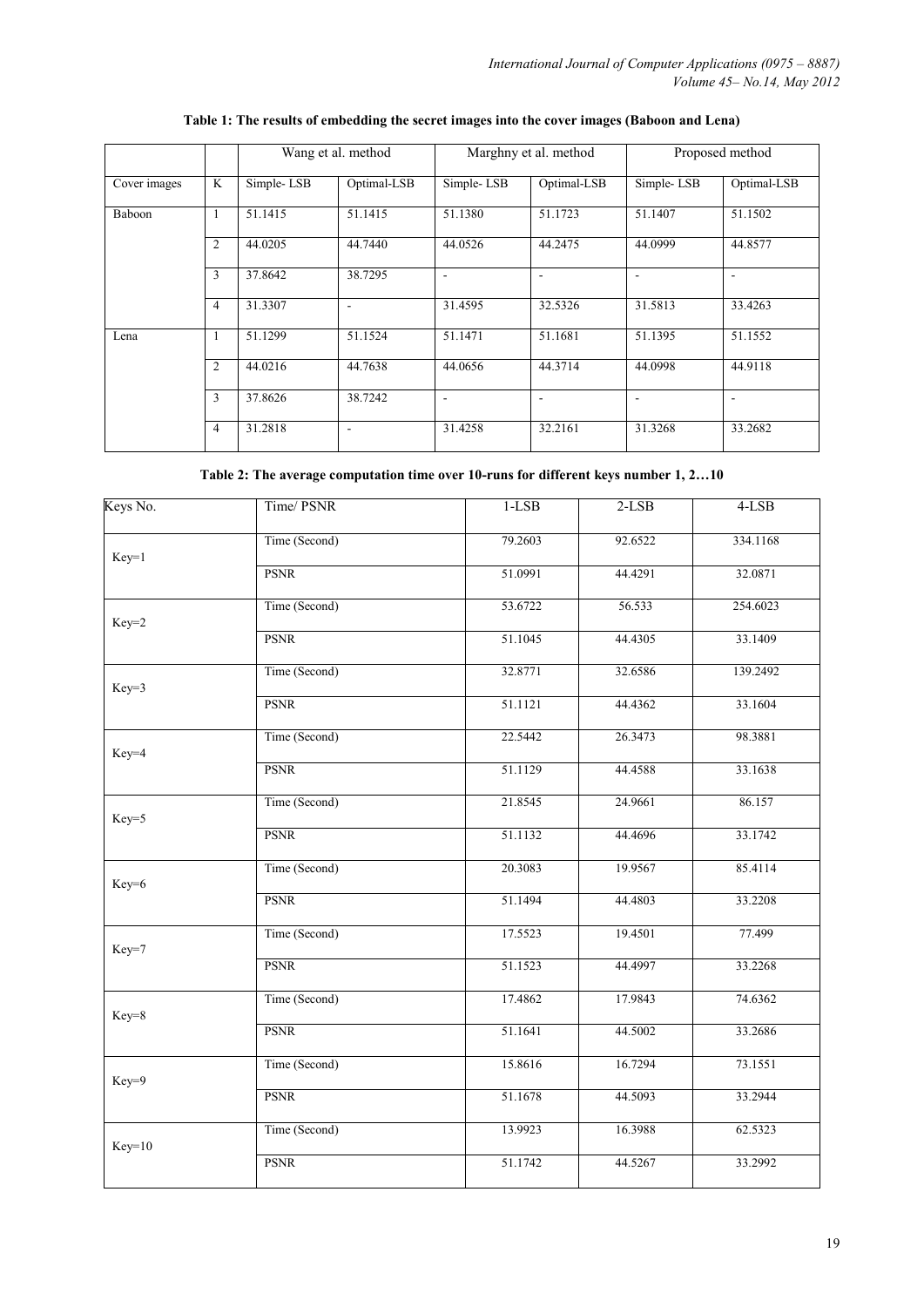**Table 1: The results of embedding the secret images into the cover images (Baboon and Lena)**

| | | Wang et al. method | | Marghny et al. method | | Proposed method | |
|---|---|---|---|---|---|---|---|
| Cover images | K | Simple- LSB | Optimal-LSB | Simple- LSB | Optimal-LSB | Simple- LSB | Optimal-LSB |
| Baboon | 1 | 51.1415 | 51.1415 | 51.1380 | 51.1723 | 51.1407 | 51.1502 |
| | 2 | 44.0205 | 44.7440 | 44.0526 | 44.2475 | 44.0999 | 44.8577 |
| | 3 | 37.8642 | 38.7295 | - | - | - | - |
| | 4 | 31.3307 | - | 31.4595 | 32.5326 | 31.5813 | 33.4263 |
| Lena | 1 | 51.1299 | 51.1524 | 51.1471 | 51.1681 | 51.1395 | 51.1552 |
| | 2 | 44.0216 | 44.7638 | 44.0656 | 44.3714 | 44.0998 | 44.9118 |
| | 3 | 37.8626 | 38.7242 | - | - | - | - |
| | 4 | 31.2818 | - | 31.4258 | 32.2161 | 31.3268 | 33.2682 |

**Table 2: The average computation time over 10-runs for different keys number 1, 2…10**

| Keys No. | Time/ PSNR | 1-LSB | 2-LSB | 4-LSB |
|---|---|---|---|---|
| Key=1 | Time (Second) | 79.2603 | 92.6522 | 334.1168 |
| | PSNR | 51.0991 | 44.4291 | 32.0871 |
| Key=2 | Time (Second) | 53.6722 | 56.533 | 254.6023 |
| | PSNR | 51.1045 | 44.4305 | 33.1409 |
| Key=3 | Time (Second) | 32.8771 | 32.6586 | 139.2492 |
| | PSNR | 51.1121 | 44.4362 | 33.1604 |
| Key=4 | Time (Second) | 22.5442 | 26.3473 | 98.3881 |
| | PSNR | 51.1129 | 44.4588 | 33.1638 |
| Key=5 | Time (Second) | 21.8545 | 24.9661 | 86.157 |
| | PSNR | 51.1132 | 44.4696 | 33.1742 |
| Key=6 | Time (Second) | 20.3083 | 19.9567 | 85.4114 |
| | PSNR | 51.1494 | 44.4803 | 33.2208 |
| Key=7 | Time (Second) | 17.5523 | 19.4501 | 77.499 |
| | PSNR | 51.1523 | 44.4997 | 33.2268 |
| Key=8 | Time (Second) | 17.4862 | 17.9843 | 74.6362 |
| | PSNR | 51.1641 | 44.5002 | 33.2686 |
| Key=9 | Time (Second) | 15.8616 | 16.7294 | 73.1551 |
| | PSNR | 51.1678 | 44.5093 | 33.2944 |
| Key=10 | Time (Second) | 13.9923 | 16.3988 | 62.5323 |
| | PSNR | 51.1742 | 44.5267 | 33.2992 |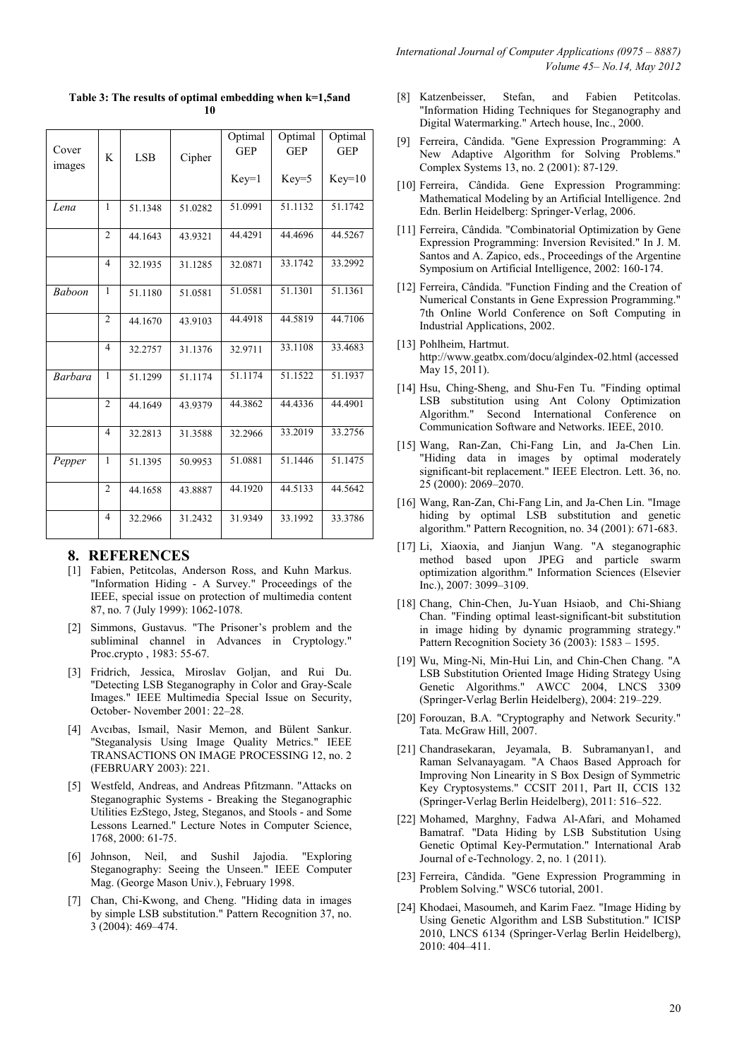**Table 3: The results of optimal embedding when k=1,5and 10**

| Cover images | K | LSB | Cipher | Optimal GEP Key=1 | Optimal GEP Key=5 | Optimal GEP Key=10 |
|---|---|---|---|---|---|---|
| *Lena* | 1 | 51.1348 | 51.0282 | 51.0991 | 51.1132 | 51.1742 |
| | 2 | 44.1643 | 43.9321 | 44.4291 | 44.4696 | 44.5267 |
| | 4 | 32.1935 | 31.1285 | 32.0871 | 33.1742 | 33.2992 |
| *Baboon* | 1 | 51.1180 | 51.0581 | 51.0581 | 51.1301 | 51.1361 |
| | 2 | 44.1670 | 43.9103 | 44.4918 | 44.5819 | 44.7106 |
| | 4 | 32.2757 | 31.1376 | 32.9711 | 33.1108 | 33.4683 |
| *Barbara* | 1 | 51.1299 | 51.1174 | 51.1174 | 51.1522 | 51.1937 |
| | 2 | 44.1649 | 43.9379 | 44.3862 | 44.4336 | 44.4901 |
| | 4 | 32.2813 | 31.3588 | 32.2966 | 33.2019 | 33.2756 |
| *Pepper* | 1 | 51.1395 | 50.9953 | 51.0881 | 51.1446 | 51.1475 |
| | 2 | 44.1658 | 43.8887 | 44.1920 | 44.5133 | 44.5642 |
| | 4 | 32.2966 | 31.2432 | 31.9349 | 33.1992 | 33.3786 |

## 8. REFERENCES

[1] Fabien, Petitcolas, Anderson Ross, and Kuhn Markus. "Information Hiding - A Survey." Proceedings of the IEEE, special issue on protection of multimedia content 87, no. 7 (July 1999): 1062-1078.

[2] Simmons, Gustavus. "The Prisoner's problem and the subliminal channel in Advances in Cryptology." Proc.crypto , 1983: 55-67.

[3] Fridrich, Jessica, Miroslav Goljan, and Rui Du. "Detecting LSB Steganography in Color and Gray-Scale Images." IEEE Multimedia Special Issue on Security, October- November 2001: 22–28.

[4] Avcıbas, Ismail, Nasir Memon, and Bülent Sankur. "Steganalysis Using Image Quality Metrics." IEEE TRANSACTIONS ON IMAGE PROCESSING 12, no. 2 (FEBRUARY 2003): 221.

[5] Westfeld, Andreas, and Andreas Pfitzmann. "Attacks on Steganographic Systems - Breaking the Steganographic Utilities EzStego, Jsteg, Steganos, and Stools - and Some Lessons Learned." Lecture Notes in Computer Science, 1768, 2000: 61-75.

[6] Johnson, Neil, and Sushil Jajodia. "Exploring Steganography: Seeing the Unseen." IEEE Computer Mag. (George Mason Univ.), February 1998.

[7] Chan, Chi-Kwong, and Cheng. "Hiding data in images by simple LSB substitution." Pattern Recognition 37, no. 3 (2004): 469–474.

[8] Katzenbeisser, Stefan, and Fabien Petitcolas. "Information Hiding Techniques for Steganography and Digital Watermarking." Artech house, Inc., 2000.

[9] Ferreira, Cândida. "Gene Expression Programming: A New Adaptive Algorithm for Solving Problems." Complex Systems 13, no. 2 (2001): 87-129.

[10] Ferreira, Cândida. Gene Expression Programming: Mathematical Modeling by an Artificial Intelligence. 2nd Edn. Berlin Heidelberg: Springer-Verlag, 2006.

[11] Ferreira, Cândida. "Combinatorial Optimization by Gene Expression Programming: Inversion Revisited." In J. M. Santos and A. Zapico, eds., Proceedings of the Argentine Symposium on Artificial Intelligence, 2002: 160-174.

[12] Ferreira, Cândida. "Function Finding and the Creation of Numerical Constants in Gene Expression Programming." 7th Online World Conference on Soft Computing in Industrial Applications, 2002.

[13] Pohlheim, Hartmut. http://www.geatbx.com/docu/algindex-02.html (accessed May 15, 2011).

[14] Hsu, Ching-Sheng, and Shu-Fen Tu. "Finding optimal LSB substitution using Ant Colony Optimization Algorithm." Second International Conference on Communication Software and Networks. IEEE, 2010.

[15] Wang, Ran-Zan, Chi-Fang Lin, and Ja-Chen Lin. "Hiding data in images by optimal moderately significant-bit replacement." IEEE Electron. Lett. 36, no. 25 (2000): 2069–2070.

[16] Wang, Ran-Zan, Chi-Fang Lin, and Ja-Chen Lin. "Image hiding by optimal LSB substitution and genetic algorithm." Pattern Recognition, no. 34 (2001): 671-683.

[17] Li, Xiaoxia, and Jianjun Wang. "A steganographic method based upon JPEG and particle swarm optimization algorithm." Information Sciences (Elsevier Inc.), 2007: 3099–3109.

[18] Chang, Chin-Chen, Ju-Yuan Hsiaob, and Chi-Shiang Chan. "Finding optimal least-significant-bit substitution in image hiding by dynamic programming strategy." Pattern Recognition Society 36 (2003): 1583 – 1595.

[19] Wu, Ming-Ni, Min-Hui Lin, and Chin-Chen Chang. "A LSB Substitution Oriented Image Hiding Strategy Using Genetic Algorithms." AWCC 2004, LNCS 3309 (Springer-Verlag Berlin Heidelberg), 2004: 219–229.

[20] Forouzan, B.A. "Cryptography and Network Security." Tata. McGraw Hill, 2007.

[21] Chandrasekaran, Jeyamala, B. Subramanyan1, and Raman Selvanayagam. "A Chaos Based Approach for Improving Non Linearity in S Box Design of Symmetric Key Cryptosystems." CCSIT 2011, Part II, CCIS 132 (Springer-Verlag Berlin Heidelberg), 2011: 516–522.

[22] Mohamed, Marghny, Fadwa Al-Afari, and Mohamed Bamatraf. "Data Hiding by LSB Substitution Using Genetic Optimal Key-Permutation." International Arab Journal of e-Technology. 2, no. 1 (2011).

[23] Ferreira, Cândida. "Gene Expression Programming in Problem Solving." WSC6 tutorial, 2001.

[24] Khodaei, Masoumeh, and Karim Faez. "Image Hiding by Using Genetic Algorithm and LSB Substitution." ICISP 2010, LNCS 6134 (Springer-Verlag Berlin Heidelberg), 2010: 404–411.